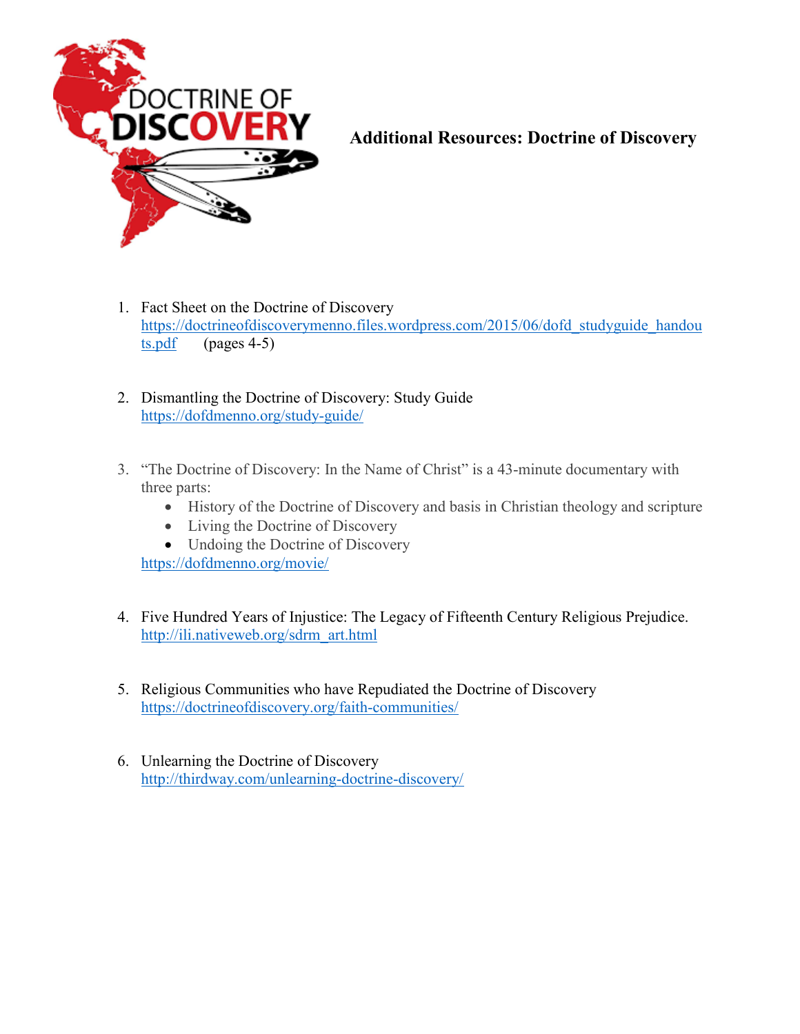DOCTRINE OF DISCOVERY

# Additional Resources: Doctrine of Discovery

1. Fact Sheet on the Doctrine of Discovery
   https://doctrineofdiscoverymenno.files.wordpress.com/2015/06/dofd_studyguide_handouts.pdf (pages 4-5)

2. Dismantling the Doctrine of Discovery: Study Guide
   https://dofdmenno.org/study-guide/

3. "The Doctrine of Discovery: In the Name of Christ" is a 43-minute documentary with three parts:
   - History of the Doctrine of Discovery and basis in Christian theology and scripture
   - Living the Doctrine of Discovery
   - Undoing the Doctrine of Discovery

   https://dofdmenno.org/movie/

4. Five Hundred Years of Injustice: The Legacy of Fifteenth Century Religious Prejudice.
   http://ili.nativeweb.org/sdrm_art.html

5. Religious Communities who have Repudiated the Doctrine of Discovery
   https://doctrineofdiscovery.org/faith-communities/

6. Unlearning the Doctrine of Discovery
   http://thirdway.com/unlearning-doctrine-discovery/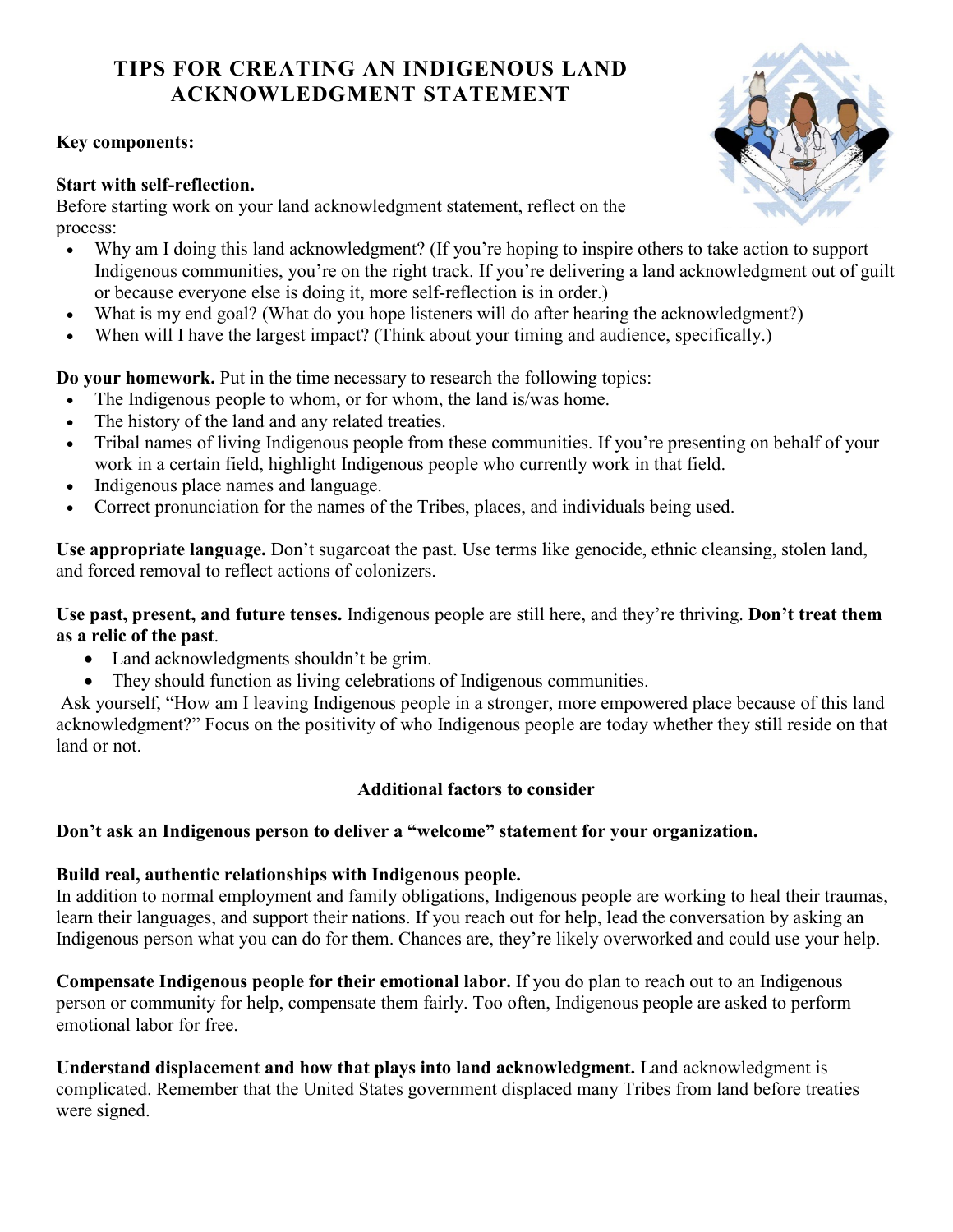# TIPS FOR CREATING AN INDIGENOUS LAND ACKNOWLEDGMENT STATEMENT

**Key components:**

**Start with self-reflection.**
Before starting work on your land acknowledgment statement, reflect on the process:

- Why am I doing this land acknowledgment? (If you're hoping to inspire others to take action to support Indigenous communities, you're on the right track. If you're delivering a land acknowledgment out of guilt or because everyone else is doing it, more self-reflection is in order.)
- What is my end goal? (What do you hope listeners will do after hearing the acknowledgment?)
- When will I have the largest impact? (Think about your timing and audience, specifically.)

**Do your homework.** Put in the time necessary to research the following topics:

- The Indigenous people to whom, or for whom, the land is/was home.
- The history of the land and any related treaties.
- Tribal names of living Indigenous people from these communities. If you're presenting on behalf of your work in a certain field, highlight Indigenous people who currently work in that field.
- Indigenous place names and language.
- Correct pronunciation for the names of the Tribes, places, and individuals being used.

**Use appropriate language.** Don't sugarcoat the past. Use terms like genocide, ethnic cleansing, stolen land, and forced removal to reflect actions of colonizers.

**Use past, present, and future tenses.** Indigenous people are still here, and they're thriving. **Don't treat them as a relic of the past**.

- Land acknowledgments shouldn't be grim.
- They should function as living celebrations of Indigenous communities.

Ask yourself, "How am I leaving Indigenous people in a stronger, more empowered place because of this land acknowledgment?" Focus on the positivity of who Indigenous people are today whether they still reside on that land or not.

**Additional factors to consider**

**Don't ask an Indigenous person to deliver a "welcome" statement for your organization.**

**Build real, authentic relationships with Indigenous people.**
In addition to normal employment and family obligations, Indigenous people are working to heal their traumas, learn their languages, and support their nations. If you reach out for help, lead the conversation by asking an Indigenous person what you can do for them. Chances are, they're likely overworked and could use your help.

**Compensate Indigenous people for their emotional labor.** If you do plan to reach out to an Indigenous person or community for help, compensate them fairly. Too often, Indigenous people are asked to perform emotional labor for free.

**Understand displacement and how that plays into land acknowledgment.** Land acknowledgment is complicated. Remember that the United States government displaced many Tribes from land before treaties were signed.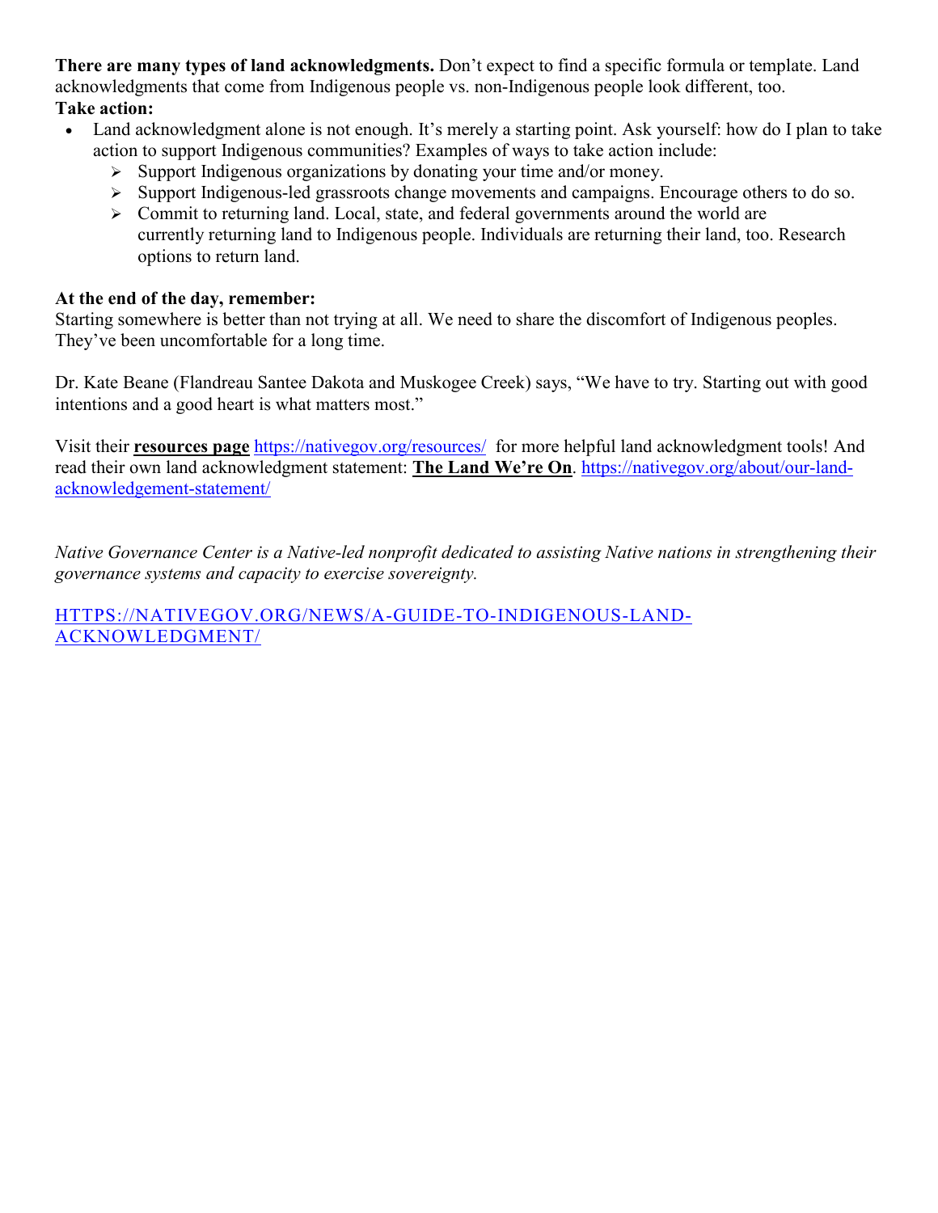**There are many types of land acknowledgments.** Don't expect to find a specific formula or template. Land acknowledgments that come from Indigenous people vs. non-Indigenous people look different, too.

**Take action:**

- Land acknowledgment alone is not enough. It's merely a starting point. Ask yourself: how do I plan to take action to support Indigenous communities? Examples of ways to take action include:
  - Support Indigenous organizations by donating your time and/or money.
  - Support Indigenous-led grassroots change movements and campaigns. Encourage others to do so.
  - Commit to returning land. Local, state, and federal governments around the world are currently returning land to Indigenous people. Individuals are returning their land, too. Research options to return land.

**At the end of the day, remember:**

Starting somewhere is better than not trying at all. We need to share the discomfort of Indigenous peoples. They've been uncomfortable for a long time.

Dr. Kate Beane (Flandreau Santee Dakota and Muskogee Creek) says, "We have to try. Starting out with good intentions and a good heart is what matters most."

Visit their **resources page** https://nativegov.org/resources/ for more helpful land acknowledgment tools! And read their own land acknowledgment statement: **The Land We're On**. https://nativegov.org/about/our-land-acknowledgement-statement/

*Native Governance Center is a Native-led nonprofit dedicated to assisting Native nations in strengthening their governance systems and capacity to exercise sovereignty.*

HTTPS://NATIVEGOV.ORG/NEWS/A-GUIDE-TO-INDIGENOUS-LAND-ACKNOWLEDGMENT/